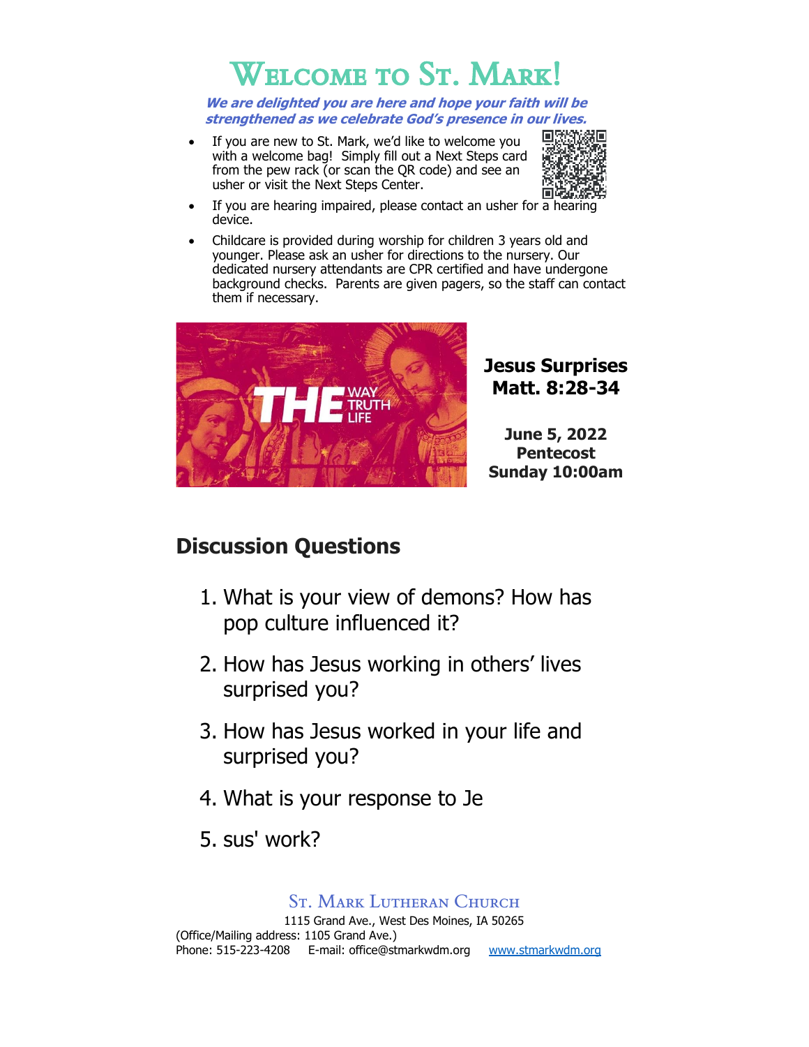# Welcome to St. Mark!

***We are delighted you are here and hope your faith will be strengthened as we celebrate God's presence in our lives.***

- If you are new to St. Mark, we'd like to welcome you with a welcome bag! Simply fill out a Next Steps card from the pew rack (or scan the QR code) and see an usher or visit the Next Steps Center.
- If you are hearing impaired, please contact an usher for a hearing device.
- Childcare is provided during worship for children 3 years old and younger. Please ask an usher for directions to the nursery. Our dedicated nursery attendants are CPR certified and have undergone background checks. Parents are given pagers, so the staff can contact them if necessary.

**Jesus Surprises**
**Matt. 8:28-34**

**June 5, 2022**
**Pentecost**
**Sunday 10:00am**

## Discussion Questions

1. What is your view of demons? How has pop culture influenced it?
2. How has Jesus working in others' lives surprised you?
3. How has Jesus worked in your life and surprised you?
4. What is your response to Je
5. sus' work?

St. Mark Lutheran Church
1115 Grand Ave., West Des Moines, IA 50265
(Office/Mailing address: 1105 Grand Ave.)
Phone: 515-223-4208 E-mail: office@stmarkwdm.org www.stmarkwdm.org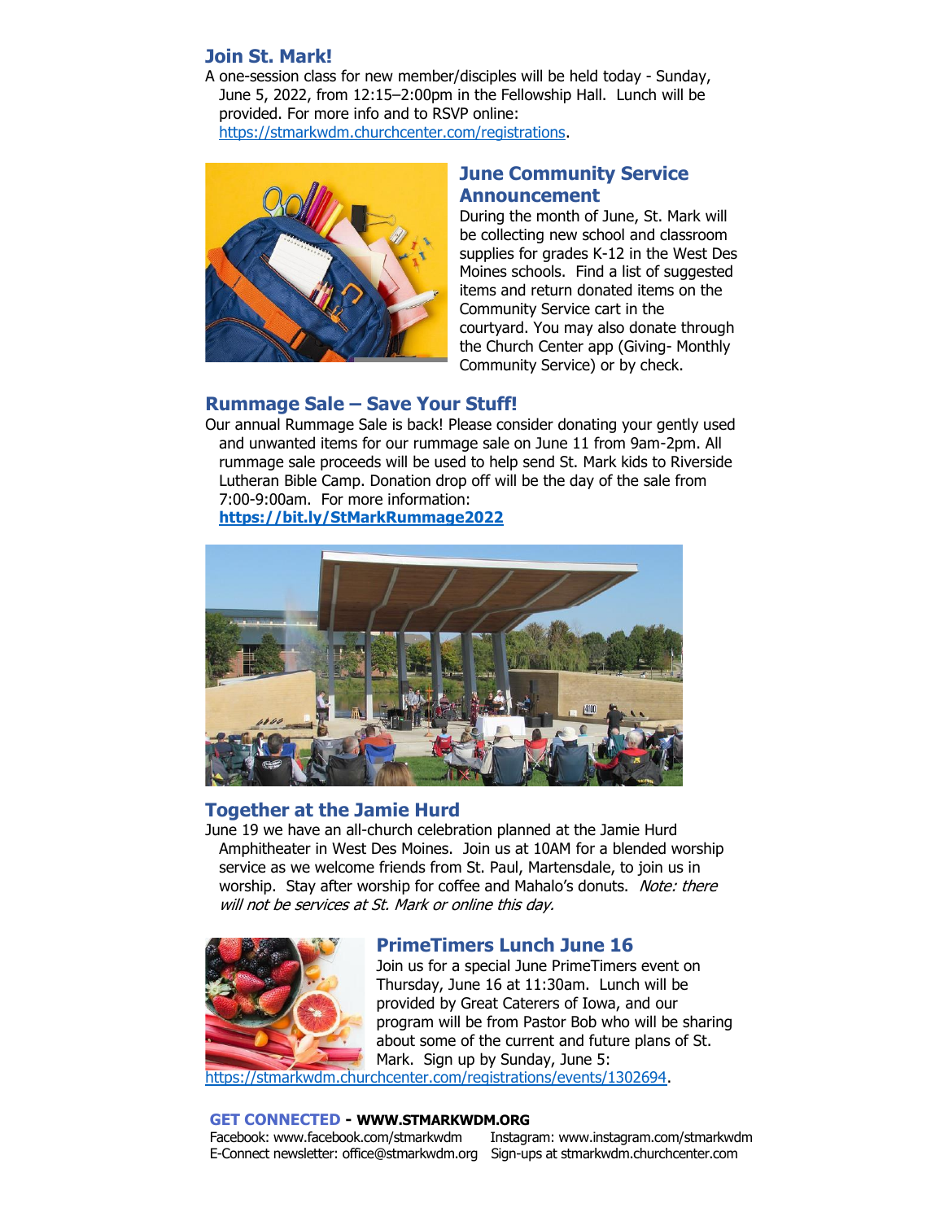## Join St. Mark!

A one-session class for new member/disciples will be held today - Sunday, June 5, 2022, from 12:15–2:00pm in the Fellowship Hall. Lunch will be provided. For more info and to RSVP online: https://stmarkwdm.churchcenter.com/registrations.

## June Community Service Announcement

During the month of June, St. Mark will be collecting new school and classroom supplies for grades K-12 in the West Des Moines schools. Find a list of suggested items and return donated items on the Community Service cart in the courtyard. You may also donate through the Church Center app (Giving- Monthly Community Service) or by check.

## Rummage Sale – Save Your Stuff!

Our annual Rummage Sale is back! Please consider donating your gently used and unwanted items for our rummage sale on June 11 from 9am-2pm. All rummage sale proceeds will be used to help send St. Mark kids to Riverside Lutheran Bible Camp. Donation drop off will be the day of the sale from 7:00-9:00am. For more information: **https://bit.ly/StMarkRummage2022**

## Together at the Jamie Hurd

June 19 we have an all-church celebration planned at the Jamie Hurd Amphitheater in West Des Moines. Join us at 10AM for a blended worship service as we welcome friends from St. Paul, Martensdale, to join us in worship. Stay after worship for coffee and Mahalo's donuts. *Note: there will not be services at St. Mark or online this day.*

## PrimeTimers Lunch June 16

Join us for a special June PrimeTimers event on Thursday, June 16 at 11:30am. Lunch will be provided by Great Caterers of Iowa, and our program will be from Pastor Bob who will be sharing about some of the current and future plans of St. Mark. Sign up by Sunday, June 5: https://stmarkwdm.churchcenter.com/registrations/events/1302694.

**GET CONNECTED - WWW.STMARKWDM.ORG**

Facebook: www.facebook.com/stmarkwdm  
Instagram: www.instagram.com/stmarkwdm  
E-Connect newsletter: office@stmarkwdm.org  
Sign-ups at stmarkwdm.churchcenter.com